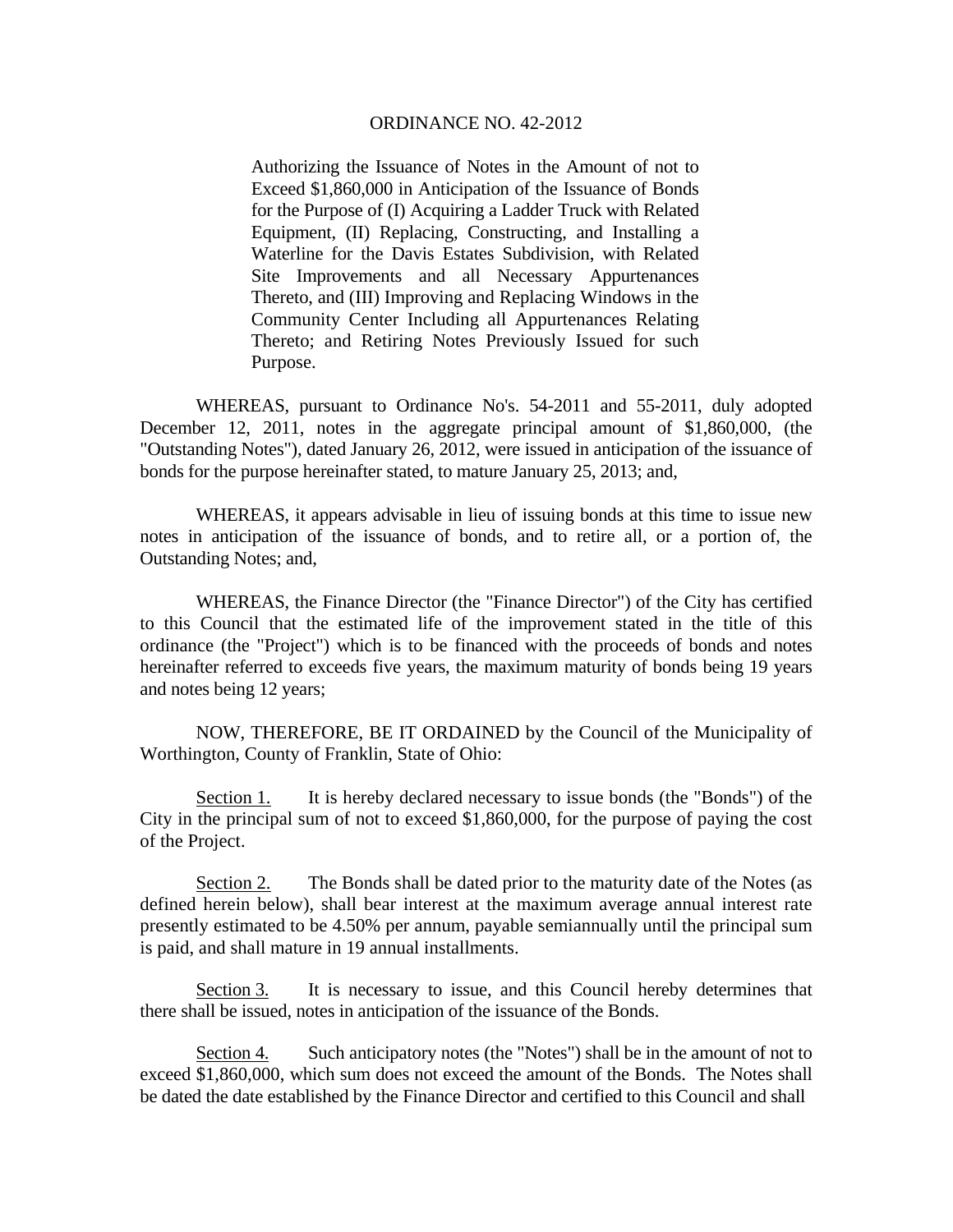# ORDINANCE NO. 42-2012

Authorizing the Issuance of Notes in the Amount of not to Exceed $1,860,000 in Anticipation of the Issuance of Bonds for the Purpose of (I) Acquiring a Ladder Truck with Related Equipment, (II) Replacing, Constructing, and Installing a Waterline for the Davis Estates Subdivision, with Related Site Improvements and all Necessary Appurtenances Thereto, and (III) Improving and Replacing Windows in the Community Center Including all Appurtenances Relating Thereto; and Retiring Notes Previously Issued for such Purpose.

WHEREAS, pursuant to Ordinance No's. 54-2011 and 55-2011, duly adopted December 12, 2011, notes in the aggregate principal amount of $1,860,000, (the "Outstanding Notes"), dated January 26, 2012, were issued in anticipation of the issuance of bonds for the purpose hereinafter stated, to mature January 25, 2013; and,

WHEREAS, it appears advisable in lieu of issuing bonds at this time to issue new notes in anticipation of the issuance of bonds, and to retire all, or a portion of, the Outstanding Notes; and,

WHEREAS, the Finance Director (the "Finance Director") of the City has certified to this Council that the estimated life of the improvement stated in the title of this ordinance (the "Project") which is to be financed with the proceeds of bonds and notes hereinafter referred to exceeds five years, the maximum maturity of bonds being 19 years and notes being 12 years;

NOW, THEREFORE, BE IT ORDAINED by the Council of the Municipality of Worthington, County of Franklin, State of Ohio:

Section 1. It is hereby declared necessary to issue bonds (the "Bonds") of the City in the principal sum of not to exceed $1,860,000, for the purpose of paying the cost of the Project.

Section 2. The Bonds shall be dated prior to the maturity date of the Notes (as defined herein below), shall bear interest at the maximum average annual interest rate presently estimated to be 4.50% per annum, payable semiannually until the principal sum is paid, and shall mature in 19 annual installments.

Section 3. It is necessary to issue, and this Council hereby determines that there shall be issued, notes in anticipation of the issuance of the Bonds.

Section 4. Such anticipatory notes (the "Notes") shall be in the amount of not to exceed $1,860,000, which sum does not exceed the amount of the Bonds. The Notes shall be dated the date established by the Finance Director and certified to this Council and shall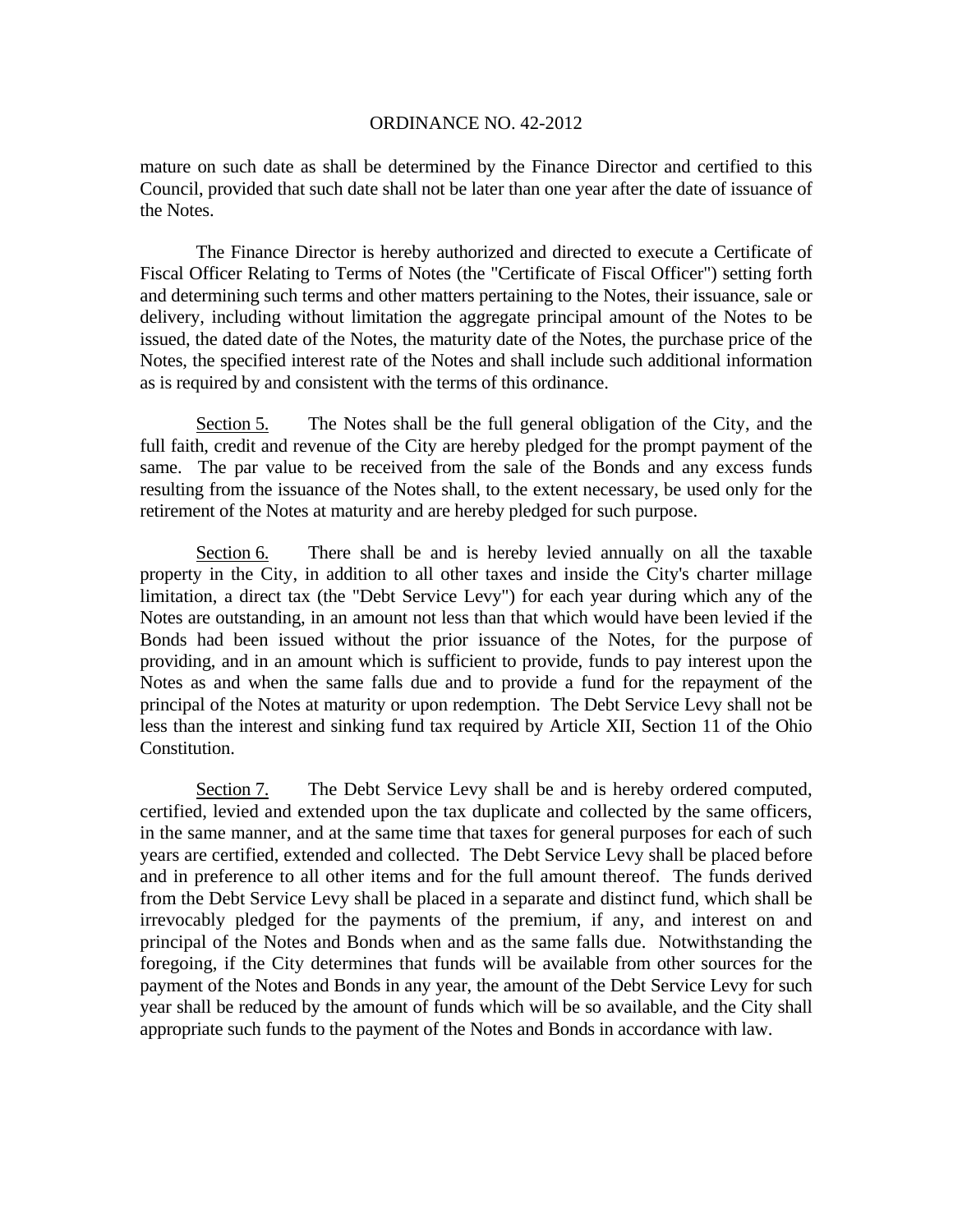mature on such date as shall be determined by the Finance Director and certified to this Council, provided that such date shall not be later than one year after the date of issuance of the Notes.

The Finance Director is hereby authorized and directed to execute a Certificate of Fiscal Officer Relating to Terms of Notes (the "Certificate of Fiscal Officer") setting forth and determining such terms and other matters pertaining to the Notes, their issuance, sale or delivery, including without limitation the aggregate principal amount of the Notes to be issued, the dated date of the Notes, the maturity date of the Notes, the purchase price of the Notes, the specified interest rate of the Notes and shall include such additional information as is required by and consistent with the terms of this ordinance.

Section 5. The Notes shall be the full general obligation of the City, and the full faith, credit and revenue of the City are hereby pledged for the prompt payment of the same. The par value to be received from the sale of the Bonds and any excess funds resulting from the issuance of the Notes shall, to the extent necessary, be used only for the retirement of the Notes at maturity and are hereby pledged for such purpose.

Section 6. There shall be and is hereby levied annually on all the taxable property in the City, in addition to all other taxes and inside the City's charter millage limitation, a direct tax (the "Debt Service Levy") for each year during which any of the Notes are outstanding, in an amount not less than that which would have been levied if the Bonds had been issued without the prior issuance of the Notes, for the purpose of providing, and in an amount which is sufficient to provide, funds to pay interest upon the Notes as and when the same falls due and to provide a fund for the repayment of the principal of the Notes at maturity or upon redemption. The Debt Service Levy shall not be less than the interest and sinking fund tax required by Article XII, Section 11 of the Ohio Constitution.

Section 7. The Debt Service Levy shall be and is hereby ordered computed, certified, levied and extended upon the tax duplicate and collected by the same officers, in the same manner, and at the same time that taxes for general purposes for each of such years are certified, extended and collected. The Debt Service Levy shall be placed before and in preference to all other items and for the full amount thereof. The funds derived from the Debt Service Levy shall be placed in a separate and distinct fund, which shall be irrevocably pledged for the payments of the premium, if any, and interest on and principal of the Notes and Bonds when and as the same falls due. Notwithstanding the foregoing, if the City determines that funds will be available from other sources for the payment of the Notes and Bonds in any year, the amount of the Debt Service Levy for such year shall be reduced by the amount of funds which will be so available, and the City shall appropriate such funds to the payment of the Notes and Bonds in accordance with law.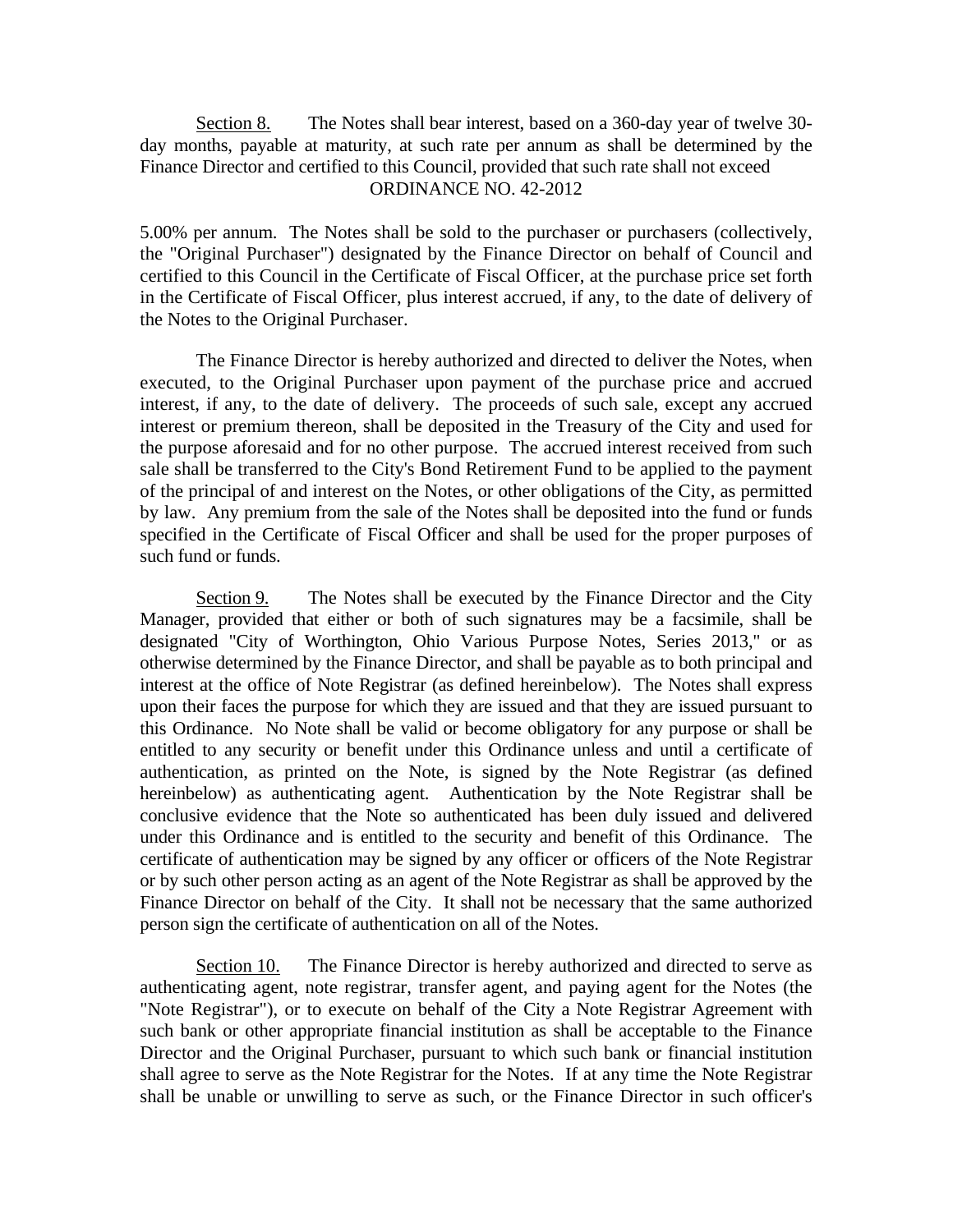Section 8. The Notes shall bear interest, based on a 360-day year of twelve 30-day months, payable at maturity, at such rate per annum as shall be determined by the Finance Director and certified to this Council, provided that such rate shall not exceed 5.00% per annum. The Notes shall be sold to the purchaser or purchasers (collectively, the "Original Purchaser") designated by the Finance Director on behalf of Council and certified to this Council in the Certificate of Fiscal Officer, at the purchase price set forth in the Certificate of Fiscal Officer, plus interest accrued, if any, to the date of delivery of the Notes to the Original Purchaser.

The Finance Director is hereby authorized and directed to deliver the Notes, when executed, to the Original Purchaser upon payment of the purchase price and accrued interest, if any, to the date of delivery. The proceeds of such sale, except any accrued interest or premium thereon, shall be deposited in the Treasury of the City and used for the purpose aforesaid and for no other purpose. The accrued interest received from such sale shall be transferred to the City's Bond Retirement Fund to be applied to the payment of the principal of and interest on the Notes, or other obligations of the City, as permitted by law. Any premium from the sale of the Notes shall be deposited into the fund or funds specified in the Certificate of Fiscal Officer and shall be used for the proper purposes of such fund or funds.

Section 9. The Notes shall be executed by the Finance Director and the City Manager, provided that either or both of such signatures may be a facsimile, shall be designated "City of Worthington, Ohio Various Purpose Notes, Series 2013," or as otherwise determined by the Finance Director, and shall be payable as to both principal and interest at the office of Note Registrar (as defined hereinbelow). The Notes shall express upon their faces the purpose for which they are issued and that they are issued pursuant to this Ordinance. No Note shall be valid or become obligatory for any purpose or shall be entitled to any security or benefit under this Ordinance unless and until a certificate of authentication, as printed on the Note, is signed by the Note Registrar (as defined hereinbelow) as authenticating agent. Authentication by the Note Registrar shall be conclusive evidence that the Note so authenticated has been duly issued and delivered under this Ordinance and is entitled to the security and benefit of this Ordinance. The certificate of authentication may be signed by any officer or officers of the Note Registrar or by such other person acting as an agent of the Note Registrar as shall be approved by the Finance Director on behalf of the City. It shall not be necessary that the same authorized person sign the certificate of authentication on all of the Notes.

Section 10. The Finance Director is hereby authorized and directed to serve as authenticating agent, note registrar, transfer agent, and paying agent for the Notes (the "Note Registrar"), or to execute on behalf of the City a Note Registrar Agreement with such bank or other appropriate financial institution as shall be acceptable to the Finance Director and the Original Purchaser, pursuant to which such bank or financial institution shall agree to serve as the Note Registrar for the Notes. If at any time the Note Registrar shall be unable or unwilling to serve as such, or the Finance Director in such officer's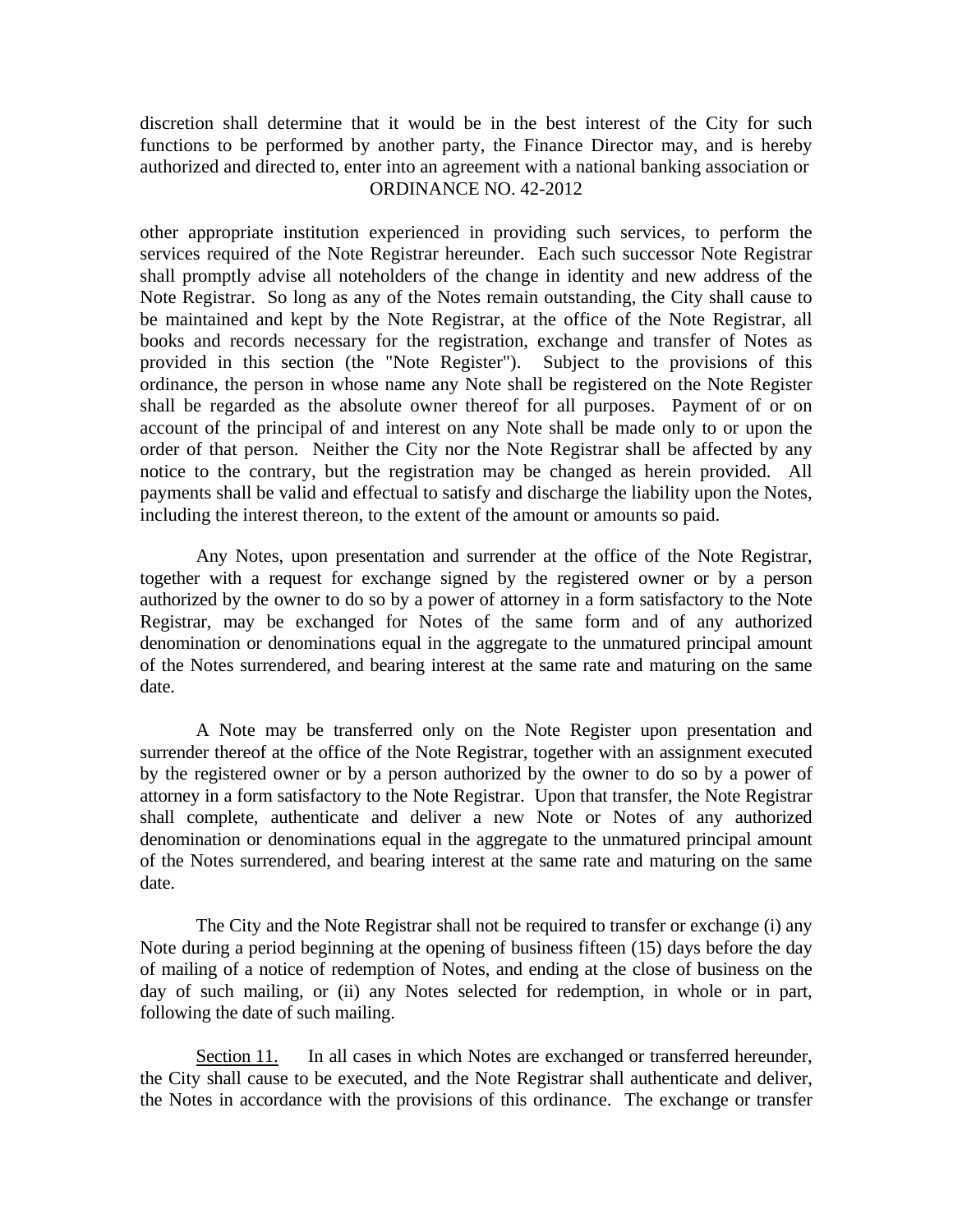discretion shall determine that it would be in the best interest of the City for such functions to be performed by another party, the Finance Director may, and is hereby authorized and directed to, enter into an agreement with a national banking association or other appropriate institution experienced in providing such services, to perform the services required of the Note Registrar hereunder. Each such successor Note Registrar shall promptly advise all noteholders of the change in identity and new address of the Note Registrar. So long as any of the Notes remain outstanding, the City shall cause to be maintained and kept by the Note Registrar, at the office of the Note Registrar, all books and records necessary for the registration, exchange and transfer of Notes as provided in this section (the "Note Register"). Subject to the provisions of this ordinance, the person in whose name any Note shall be registered on the Note Register shall be regarded as the absolute owner thereof for all purposes. Payment of or on account of the principal of and interest on any Note shall be made only to or upon the order of that person. Neither the City nor the Note Registrar shall be affected by any notice to the contrary, but the registration may be changed as herein provided. All payments shall be valid and effectual to satisfy and discharge the liability upon the Notes, including the interest thereon, to the extent of the amount or amounts so paid.

Any Notes, upon presentation and surrender at the office of the Note Registrar, together with a request for exchange signed by the registered owner or by a person authorized by the owner to do so by a power of attorney in a form satisfactory to the Note Registrar, may be exchanged for Notes of the same form and of any authorized denomination or denominations equal in the aggregate to the unmatured principal amount of the Notes surrendered, and bearing interest at the same rate and maturing on the same date.

A Note may be transferred only on the Note Register upon presentation and surrender thereof at the office of the Note Registrar, together with an assignment executed by the registered owner or by a person authorized by the owner to do so by a power of attorney in a form satisfactory to the Note Registrar. Upon that transfer, the Note Registrar shall complete, authenticate and deliver a new Note or Notes of any authorized denomination or denominations equal in the aggregate to the unmatured principal amount of the Notes surrendered, and bearing interest at the same rate and maturing on the same date.

The City and the Note Registrar shall not be required to transfer or exchange (i) any Note during a period beginning at the opening of business fifteen (15) days before the day of mailing of a notice of redemption of Notes, and ending at the close of business on the day of such mailing, or (ii) any Notes selected for redemption, in whole or in part, following the date of such mailing.

Section 11. In all cases in which Notes are exchanged or transferred hereunder, the City shall cause to be executed, and the Note Registrar shall authenticate and deliver, the Notes in accordance with the provisions of this ordinance. The exchange or transfer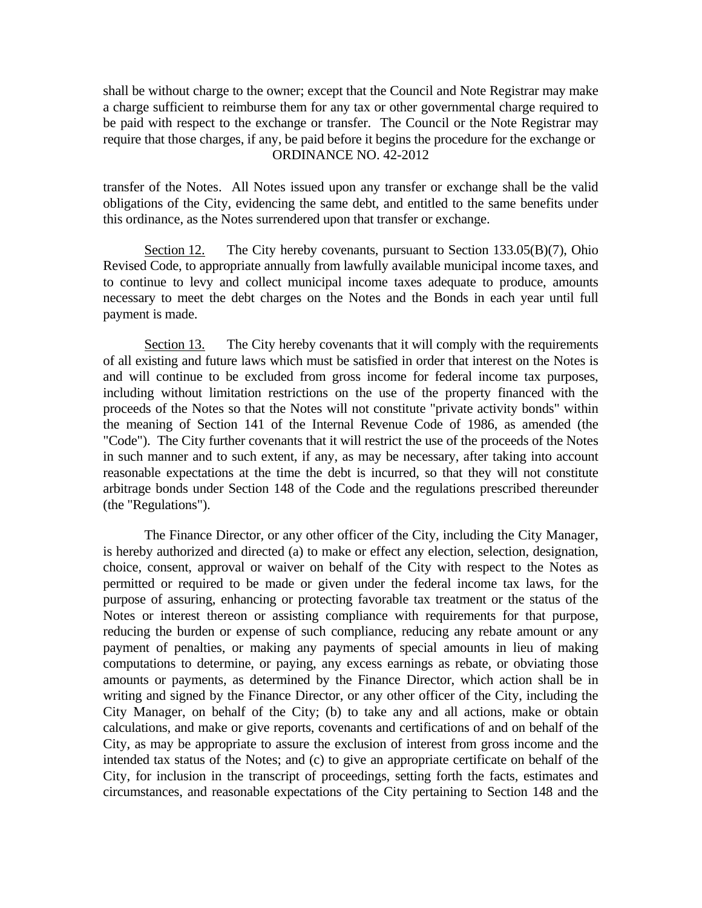shall be without charge to the owner; except that the Council and Note Registrar may make a charge sufficient to reimburse them for any tax or other governmental charge required to be paid with respect to the exchange or transfer. The Council or the Note Registrar may require that those charges, if any, be paid before it begins the procedure for the exchange or transfer of the Notes. All Notes issued upon any transfer or exchange shall be the valid obligations of the City, evidencing the same debt, and entitled to the same benefits under this ordinance, as the Notes surrendered upon that transfer or exchange.

Section 12. The City hereby covenants, pursuant to Section 133.05(B)(7), Ohio Revised Code, to appropriate annually from lawfully available municipal income taxes, and to continue to levy and collect municipal income taxes adequate to produce, amounts necessary to meet the debt charges on the Notes and the Bonds in each year until full payment is made.

Section 13. The City hereby covenants that it will comply with the requirements of all existing and future laws which must be satisfied in order that interest on the Notes is and will continue to be excluded from gross income for federal income tax purposes, including without limitation restrictions on the use of the property financed with the proceeds of the Notes so that the Notes will not constitute "private activity bonds" within the meaning of Section 141 of the Internal Revenue Code of 1986, as amended (the "Code"). The City further covenants that it will restrict the use of the proceeds of the Notes in such manner and to such extent, if any, as may be necessary, after taking into account reasonable expectations at the time the debt is incurred, so that they will not constitute arbitrage bonds under Section 148 of the Code and the regulations prescribed thereunder (the "Regulations").

The Finance Director, or any other officer of the City, including the City Manager, is hereby authorized and directed (a) to make or effect any election, selection, designation, choice, consent, approval or waiver on behalf of the City with respect to the Notes as permitted or required to be made or given under the federal income tax laws, for the purpose of assuring, enhancing or protecting favorable tax treatment or the status of the Notes or interest thereon or assisting compliance with requirements for that purpose, reducing the burden or expense of such compliance, reducing any rebate amount or any payment of penalties, or making any payments of special amounts in lieu of making computations to determine, or paying, any excess earnings as rebate, or obviating those amounts or payments, as determined by the Finance Director, which action shall be in writing and signed by the Finance Director, or any other officer of the City, including the City Manager, on behalf of the City; (b) to take any and all actions, make or obtain calculations, and make or give reports, covenants and certifications of and on behalf of the City, as may be appropriate to assure the exclusion of interest from gross income and the intended tax status of the Notes; and (c) to give an appropriate certificate on behalf of the City, for inclusion in the transcript of proceedings, setting forth the facts, estimates and circumstances, and reasonable expectations of the City pertaining to Section 148 and the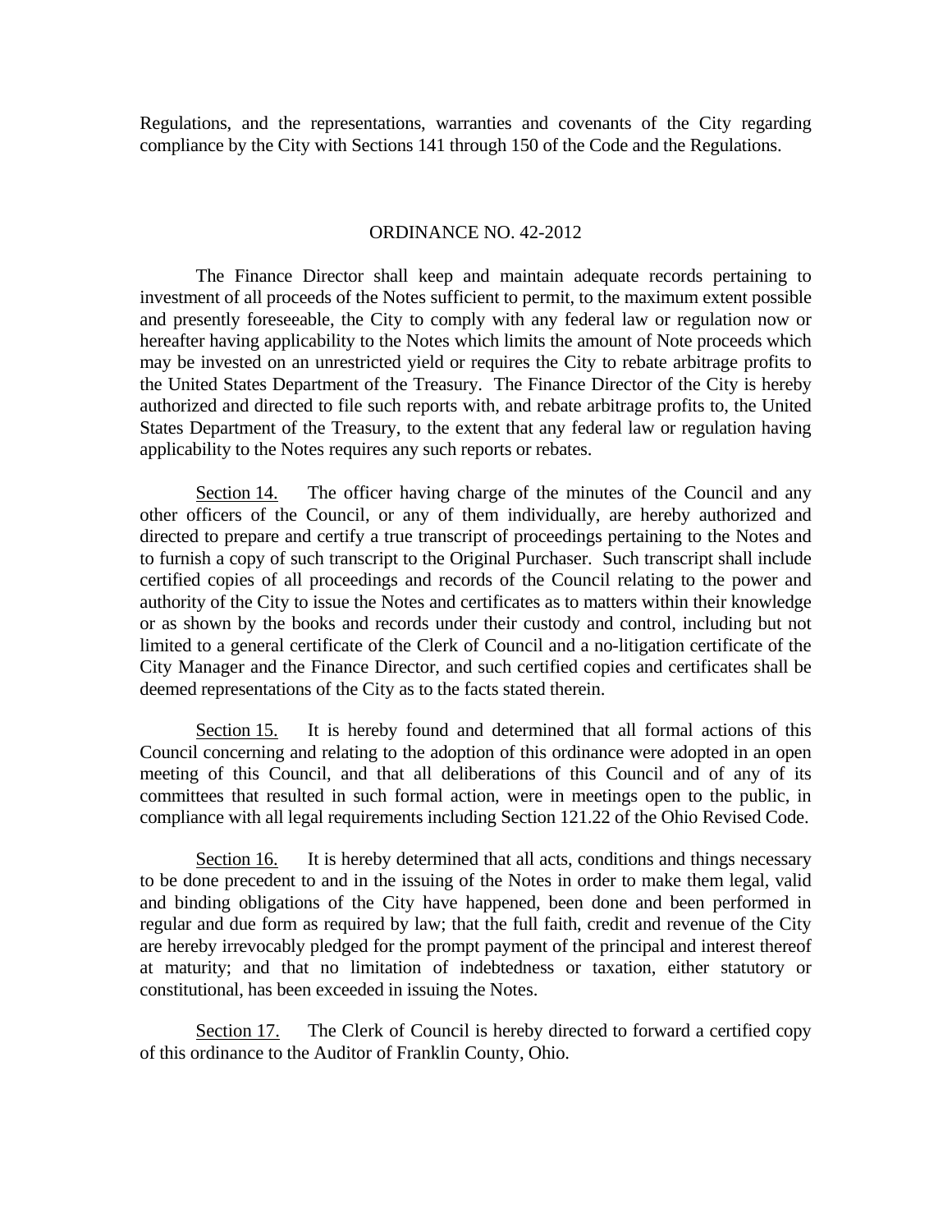Regulations, and the representations, warranties and covenants of the City regarding compliance by the City with Sections 141 through 150 of the Code and the Regulations.

ORDINANCE NO. 42-2012

The Finance Director shall keep and maintain adequate records pertaining to investment of all proceeds of the Notes sufficient to permit, to the maximum extent possible and presently foreseeable, the City to comply with any federal law or regulation now or hereafter having applicability to the Notes which limits the amount of Note proceeds which may be invested on an unrestricted yield or requires the City to rebate arbitrage profits to the United States Department of the Treasury. The Finance Director of the City is hereby authorized and directed to file such reports with, and rebate arbitrage profits to, the United States Department of the Treasury, to the extent that any federal law or regulation having applicability to the Notes requires any such reports or rebates.

Section 14. The officer having charge of the minutes of the Council and any other officers of the Council, or any of them individually, are hereby authorized and directed to prepare and certify a true transcript of proceedings pertaining to the Notes and to furnish a copy of such transcript to the Original Purchaser. Such transcript shall include certified copies of all proceedings and records of the Council relating to the power and authority of the City to issue the Notes and certificates as to matters within their knowledge or as shown by the books and records under their custody and control, including but not limited to a general certificate of the Clerk of Council and a no-litigation certificate of the City Manager and the Finance Director, and such certified copies and certificates shall be deemed representations of the City as to the facts stated therein.

Section 15. It is hereby found and determined that all formal actions of this Council concerning and relating to the adoption of this ordinance were adopted in an open meeting of this Council, and that all deliberations of this Council and of any of its committees that resulted in such formal action, were in meetings open to the public, in compliance with all legal requirements including Section 121.22 of the Ohio Revised Code.

Section 16. It is hereby determined that all acts, conditions and things necessary to be done precedent to and in the issuing of the Notes in order to make them legal, valid and binding obligations of the City have happened, been done and been performed in regular and due form as required by law; that the full faith, credit and revenue of the City are hereby irrevocably pledged for the prompt payment of the principal and interest thereof at maturity; and that no limitation of indebtedness or taxation, either statutory or constitutional, has been exceeded in issuing the Notes.

Section 17. The Clerk of Council is hereby directed to forward a certified copy of this ordinance to the Auditor of Franklin County, Ohio.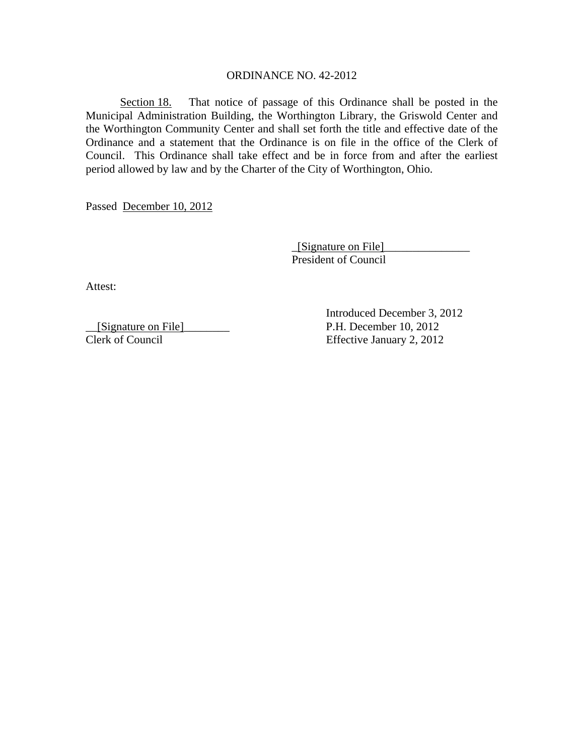ORDINANCE NO. 42-2012

Section 18. That notice of passage of this Ordinance shall be posted in the Municipal Administration Building, the Worthington Library, the Griswold Center and the Worthington Community Center and shall set forth the title and effective date of the Ordinance and a statement that the Ordinance is on file in the office of the Clerk of Council. This Ordinance shall take effect and be in force from and after the earliest period allowed by law and by the Charter of the City of Worthington, Ohio.

Passed December 10, 2012

_[Signature on File]_______________
President of Council

Attest:

__[Signature on File]________
Clerk of Council

Introduced December 3, 2012
P.H. December 10, 2012
Effective January 2, 2012